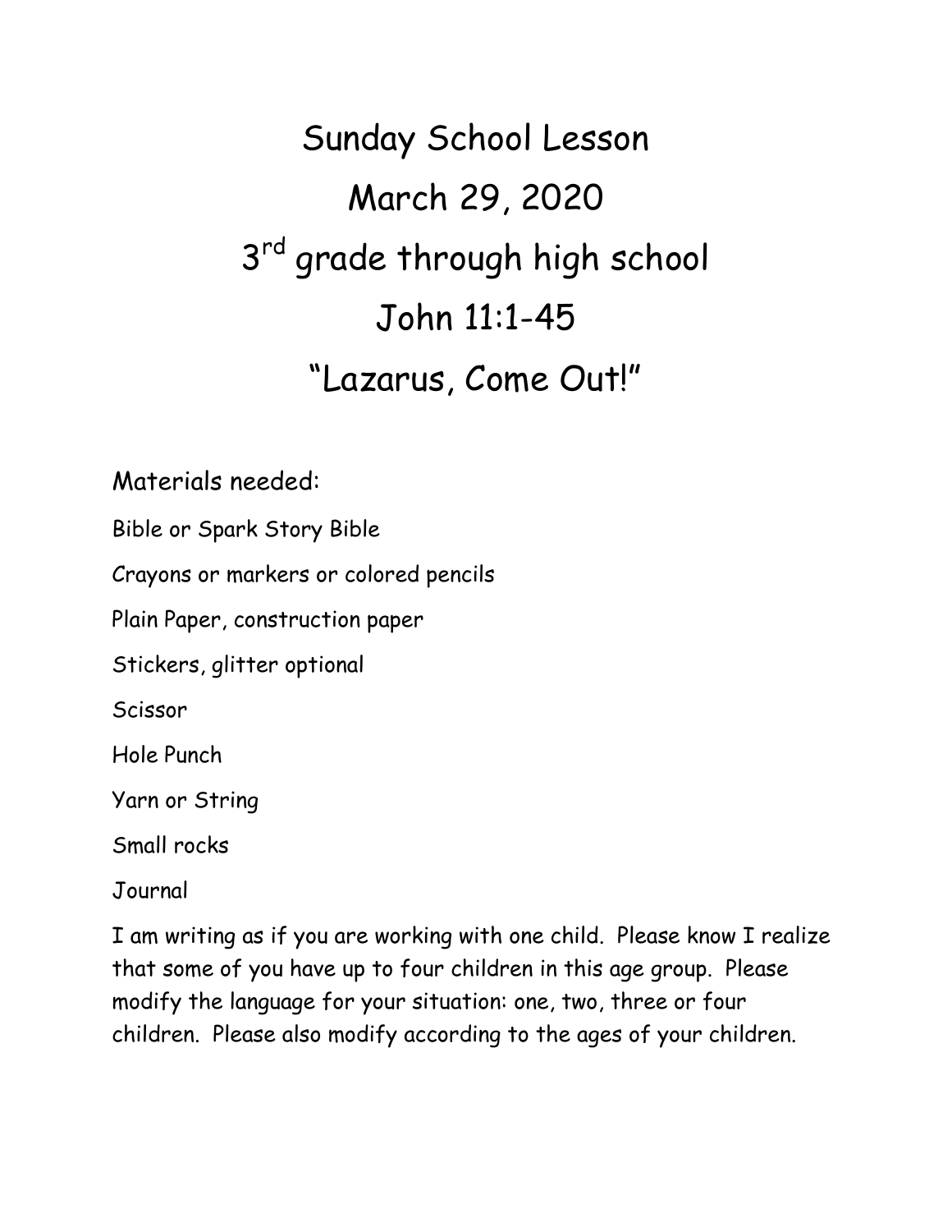# Sunday School Lesson

# March 29, 2020

# 3rd grade through high school

# John 11:1-45

# "Lazarus, Come Out!"

Materials needed:

Bible or Spark Story Bible

Crayons or markers or colored pencils

Plain Paper, construction paper

Stickers, glitter optional

Scissor

Hole Punch

Yarn or String

Small rocks

Journal

I am writing as if you are working with one child. Please know I realize that some of you have up to four children in this age group. Please modify the language for your situation: one, two, three or four children. Please also modify according to the ages of your children.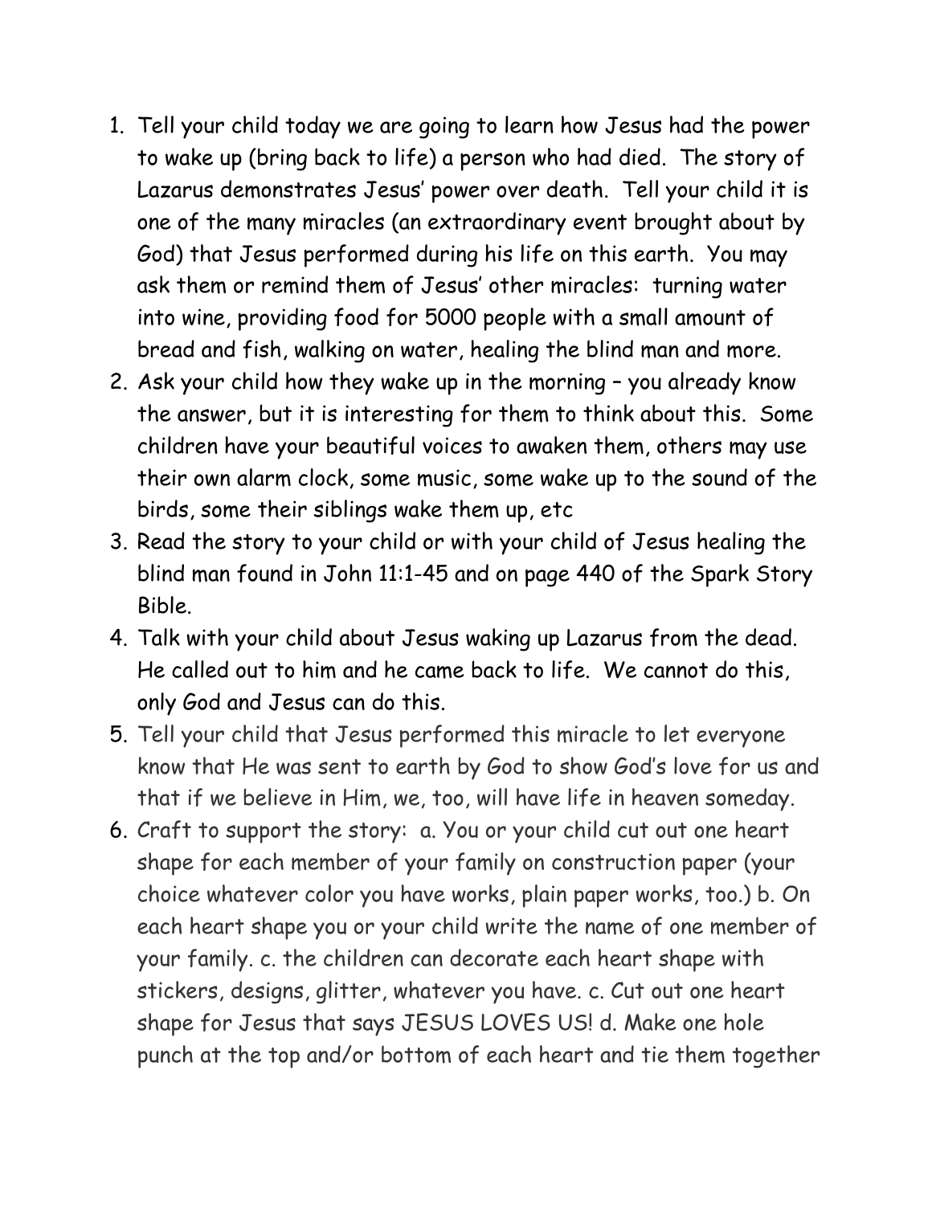1. Tell your child today we are going to learn how Jesus had the power to wake up (bring back to life) a person who had died. The story of Lazarus demonstrates Jesus' power over death. Tell your child it is one of the many miracles (an extraordinary event brought about by God) that Jesus performed during his life on this earth. You may ask them or remind them of Jesus' other miracles: turning water into wine, providing food for 5000 people with a small amount of bread and fish, walking on water, healing the blind man and more.
2. Ask your child how they wake up in the morning – you already know the answer, but it is interesting for them to think about this. Some children have your beautiful voices to awaken them, others may use their own alarm clock, some music, some wake up to the sound of the birds, some their siblings wake them up, etc
3. Read the story to your child or with your child of Jesus healing the blind man found in John 11:1-45 and on page 440 of the Spark Story Bible.
4. Talk with your child about Jesus waking up Lazarus from the dead. He called out to him and he came back to life. We cannot do this, only God and Jesus can do this.
5. Tell your child that Jesus performed this miracle to let everyone know that He was sent to earth by God to show God's love for us and that if we believe in Him, we, too, will have life in heaven someday.
6. Craft to support the story: a. You or your child cut out one heart shape for each member of your family on construction paper (your choice whatever color you have works, plain paper works, too.) b. On each heart shape you or your child write the name of one member of your family. c. the children can decorate each heart shape with stickers, designs, glitter, whatever you have. c. Cut out one heart shape for Jesus that says JESUS LOVES US! d. Make one hole punch at the top and/or bottom of each heart and tie them together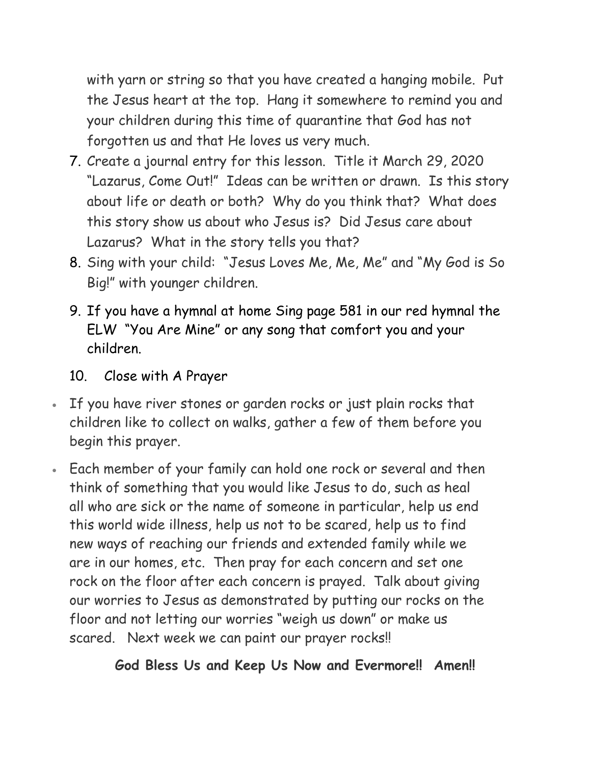with yarn or string so that you have created a hanging mobile. Put the Jesus heart at the top. Hang it somewhere to remind you and your children during this time of quarantine that God has not forgotten us and that He loves us very much.

7. Create a journal entry for this lesson. Title it March 29, 2020 "Lazarus, Come Out!" Ideas can be written or drawn. Is this story about life or death or both? Why do you think that? What does this story show us about who Jesus is? Did Jesus care about Lazarus? What in the story tells you that?
8. Sing with your child: "Jesus Loves Me, Me, Me" and "My God is So Big!" with younger children.
9. If you have a hymnal at home Sing page 581 in our red hymnal the ELW "You Are Mine" or any song that comfort you and your children.
10. Close with A Prayer

- If you have river stones or garden rocks or just plain rocks that children like to collect on walks, gather a few of them before you begin this prayer.
- Each member of your family can hold one rock or several and then think of something that you would like Jesus to do, such as heal all who are sick or the name of someone in particular, help us end this world wide illness, help us not to be scared, help us to find new ways of reaching our friends and extended family while we are in our homes, etc. Then pray for each concern and set one rock on the floor after each concern is prayed. Talk about giving our worries to Jesus as demonstrated by putting our rocks on the floor and not letting our worries "weigh us down" or make us scared. Next week we can paint our prayer rocks!!

**God Bless Us and Keep Us Now and Evermore!! Amen!!**